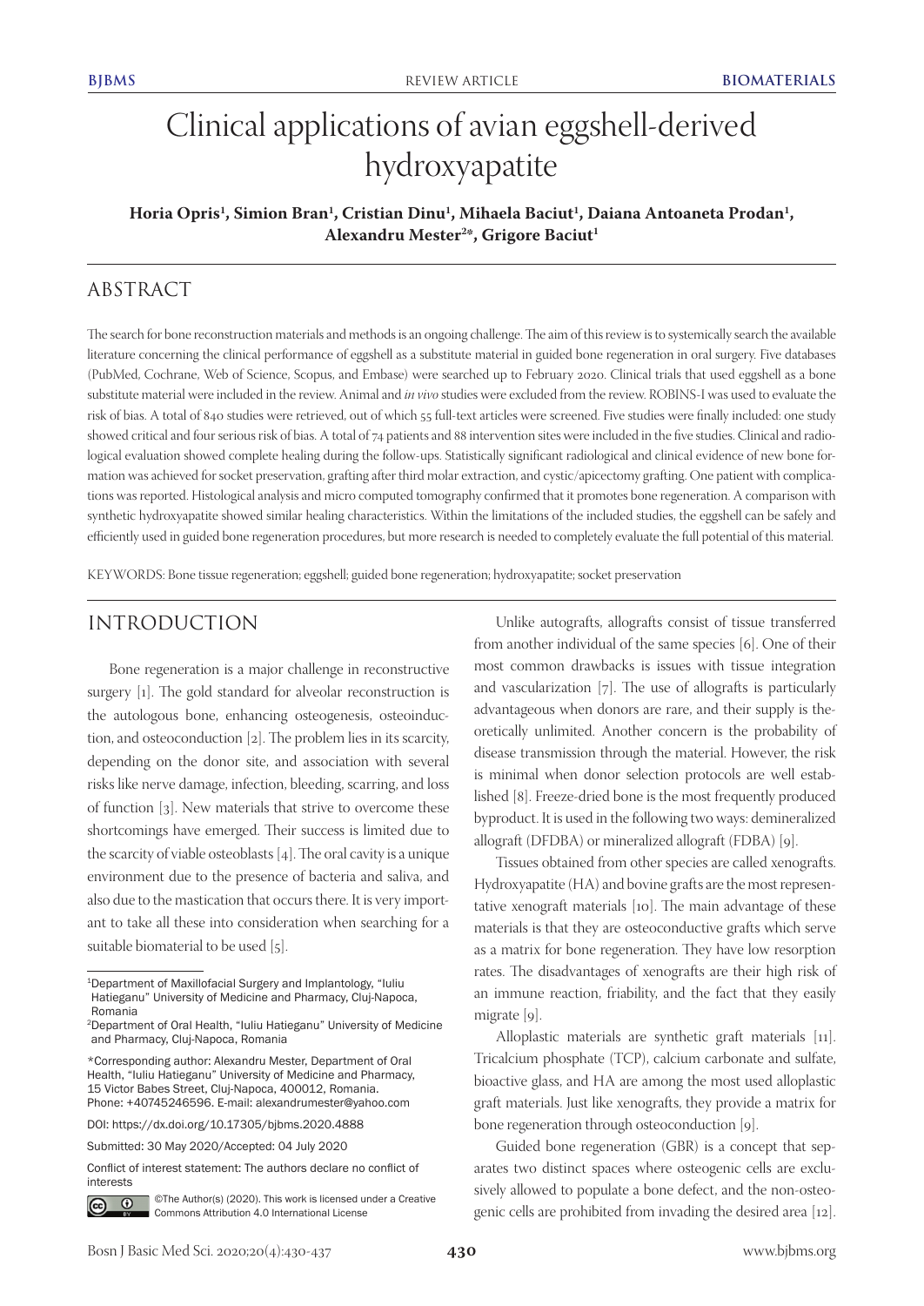# Clinical applications of avian eggshell-derived hydroxyapatite

**Horia Opris[1], Simion Bran[1], Cristian Dinu[1], Mihaela Baciut[1], Daiana Antoaneta Prodan[1], Alexandru Mester[2*], Grigore Baciut[1]**

## ABSTRACT

The search for bone reconstruction materials and methods is an ongoing challenge. The aim of this review is to systemically search the available literature concerning the clinical performance of eggshell as a substitute material in guided bone regeneration in oral surgery. Five databases (PubMed, Cochrane, Web of Science, Scopus, and Embase) were searched up to February 2020. Clinical trials that used eggshell as a bone substitute material were included in the review. Animal and *in vivo* studies were excluded from the review. ROBINS-I was used to evaluate the risk of bias. A total of 840 studies were retrieved, out of which 55 full-text articles were screened. Five studies were finally included: one study showed critical and four serious risk of bias. A total of 74 patients and 88 intervention sites were included in the five studies. Clinical and radiological evaluation showed complete healing during the follow-ups. Statistically significant radiological and clinical evidence of new bone formation was achieved for socket preservation, grafting after third molar extraction, and cystic/apicectomy grafting. One patient with complications was reported. Histological analysis and micro computed tomography confirmed that it promotes bone regeneration. A comparison with synthetic hydroxyapatite showed similar healing characteristics. Within the limitations of the included studies, the eggshell can be safely and efficiently used in guided bone regeneration procedures, but more research is needed to completely evaluate the full potential of this material.

KEYWORDS: Bone tissue regeneration; eggshell; guided bone regeneration; hydroxyapatite; socket preservation

## INTRODUCTION

Bone regeneration is a major challenge in reconstructive surgery [1]. The gold standard for alveolar reconstruction is the autologous bone, enhancing osteogenesis, osteoinduction, and osteoconduction [2]. The problem lies in its scarcity, depending on the donor site, and association with several risks like nerve damage, infection, bleeding, scarring, and loss of function [3]. New materials that strive to overcome these shortcomings have emerged. Their success is limited due to the scarcity of viable osteoblasts [4]. The oral cavity is a unique environment due to the presence of bacteria and saliva, and also due to the mastication that occurs there. It is very important to take all these into consideration when searching for a suitable biomaterial to be used [5].

Unlike autografts, allografts consist of tissue transferred from another individual of the same species [6]. One of their most common drawbacks is issues with tissue integration and vascularization [7]. The use of allografts is particularly advantageous when donors are rare, and their supply is theoretically unlimited. Another concern is the probability of disease transmission through the material. However, the risk is minimal when donor selection protocols are well established [8]. Freeze-dried bone is the most frequently produced byproduct. It is used in the following two ways: demineralized allograft (DFDBA) or mineralized allograft (FDBA) [9].

Tissues obtained from other species are called xenografts. Hydroxyapatite (HA) and bovine grafts are the most representative xenograft materials [10]. The main advantage of these materials is that they are osteoconductive grafts which serve as a matrix for bone regeneration. They have low resorption rates. The disadvantages of xenografts are their high risk of an immune reaction, friability, and the fact that they easily migrate [9].

Alloplastic materials are synthetic graft materials [11]. Tricalcium phosphate (TCP), calcium carbonate and sulfate, bioactive glass, and HA are among the most used alloplastic graft materials. Just like xenografts, they provide a matrix for bone regeneration through osteoconduction [9].

Guided bone regeneration (GBR) is a concept that separates two distinct spaces where osteogenic cells are exclusively allowed to populate a bone defect, and the non-osteogenic cells are prohibited from invading the desired area [12].

---

[1]Department of Maxillofacial Surgery and Implantology, "Iuliu Hatieganu" University of Medicine and Pharmacy, Cluj-Napoca, Romania
[2]Department of Oral Health, "Iuliu Hatieganu" University of Medicine and Pharmacy, Cluj-Napoca, Romania

*Corresponding author: Alexandru Mester, Department of Oral Health, "Iuliu Hatieganu" University of Medicine and Pharmacy, 15 Victor Babes Street, Cluj-Napoca, 400012, Romania. Phone: +40745246596. E-mail: alexandrumester@yahoo.com

DOI: https://dx.doi.org/10.17305/bjbms.2020.4888

Submitted: 30 May 2020/Accepted: 04 July 2020

Conflict of interest statement: The authors declare no conflict of interests

©The Author(s) (2020). This work is licensed under a Creative Commons Attribution 4.0 International License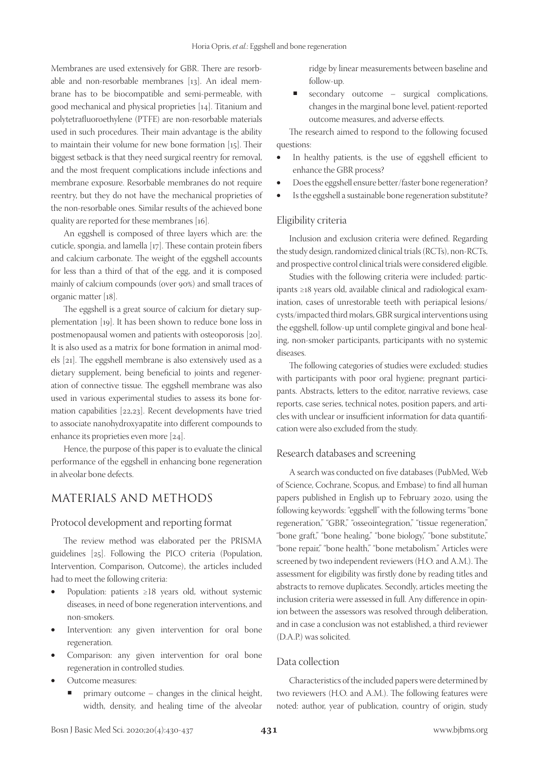Membranes are used extensively for GBR. There are resorbable and non-resorbable membranes [13]. An ideal membrane has to be biocompatible and semi-permeable, with good mechanical and physical proprieties [14]. Titanium and polytetrafluoroethylene (PTFE) are non-resorbable materials used in such procedures. Their main advantage is the ability to maintain their volume for new bone formation [15]. Their biggest setback is that they need surgical reentry for removal, and the most frequent complications include infections and membrane exposure. Resorbable membranes do not require reentry, but they do not have the mechanical proprieties of the non-resorbable ones. Similar results of the achieved bone quality are reported for these membranes [16].

An eggshell is composed of three layers which are: the cuticle, spongia, and lamella [17]. These contain protein fibers and calcium carbonate. The weight of the eggshell accounts for less than a third of that of the egg, and it is composed mainly of calcium compounds (over 90%) and small traces of organic matter [18].

The eggshell is a great source of calcium for dietary supplementation [19]. It has been shown to reduce bone loss in postmenopausal women and patients with osteoporosis [20]. It is also used as a matrix for bone formation in animal models [21]. The eggshell membrane is also extensively used as a dietary supplement, being beneficial to joints and regeneration of connective tissue. The eggshell membrane was also used in various experimental studies to assess its bone formation capabilities [22,23]. Recent developments have tried to associate nanohydroxyapatite into different compounds to enhance its proprieties even more [24].

Hence, the purpose of this paper is to evaluate the clinical performance of the eggshell in enhancing bone regeneration in alveolar bone defects.

## MATERIALS AND METHODS

### Protocol development and reporting format

The review method was elaborated per the PRISMA guidelines [25]. Following the PICO criteria (Population, Intervention, Comparison, Outcome), the articles included had to meet the following criteria:

- Population: patients ≥18 years old, without systemic diseases, in need of bone regeneration interventions, and non-smokers.
- Intervention: any given intervention for oral bone regeneration.
- Comparison: any given intervention for oral bone regeneration in controlled studies.
- Outcome measures:
  - primary outcome – changes in the clinical height, width, density, and healing time of the alveolar ridge by linear measurements between baseline and follow-up.
  - secondary outcome – surgical complications, changes in the marginal bone level, patient-reported outcome measures, and adverse effects.

The research aimed to respond to the following focused questions:

- In healthy patients, is the use of eggshell efficient to enhance the GBR process?
- Does the eggshell ensure better/faster bone regeneration?
- Is the eggshell a sustainable bone regeneration substitute?

### Eligibility criteria

Inclusion and exclusion criteria were defined. Regarding the study design, randomized clinical trials (RCTs), non-RCTs, and prospective control clinical trials were considered eligible.

Studies with the following criteria were included: participants ≥18 years old, available clinical and radiological examination, cases of unrestorable teeth with periapical lesions/cysts/impacted third molars, GBR surgical interventions using the eggshell, follow-up until complete gingival and bone healing, non-smoker participants, participants with no systemic diseases.

The following categories of studies were excluded: studies with participants with poor oral hygiene; pregnant participants. Abstracts, letters to the editor, narrative reviews, case reports, case series, technical notes, position papers, and articles with unclear or insufficient information for data quantification were also excluded from the study.

### Research databases and screening

A search was conducted on five databases (PubMed, Web of Science, Cochrane, Scopus, and Embase) to find all human papers published in English up to February 2020, using the following keywords: "eggshell" with the following terms "bone regeneration," "GBR," "osseointegration," "tissue regeneration," "bone graft," "bone healing," "bone biology," "bone substitute," "bone repair," "bone health," "bone metabolism." Articles were screened by two independent reviewers (H.O. and A.M.). The assessment for eligibility was firstly done by reading titles and abstracts to remove duplicates. Secondly, articles meeting the inclusion criteria were assessed in full. Any difference in opinion between the assessors was resolved through deliberation, and in case a conclusion was not established, a third reviewer (D.A.P.) was solicited.

### Data collection

Characteristics of the included papers were determined by two reviewers (H.O. and A.M.). The following features were noted: author, year of publication, country of origin, study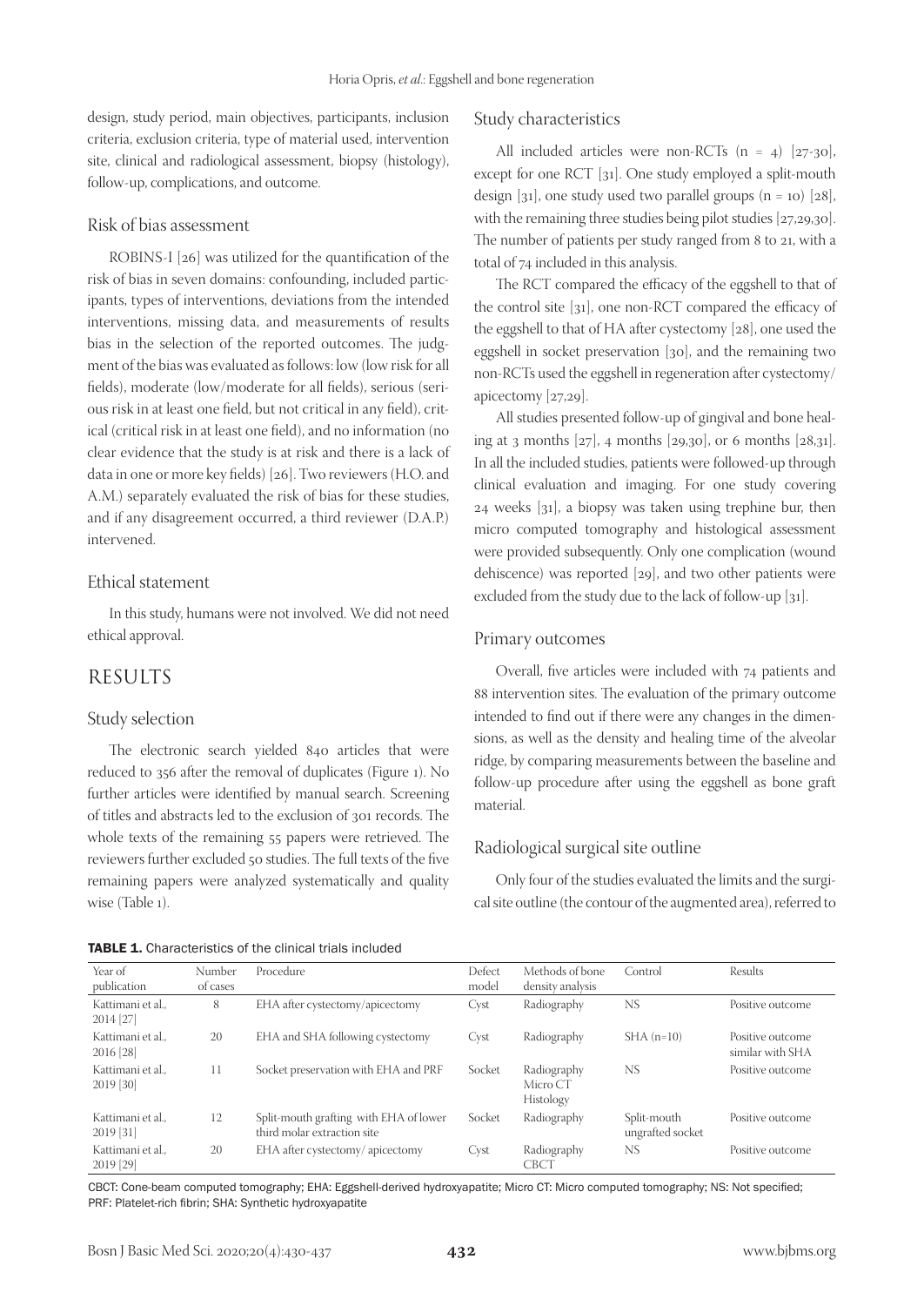design, study period, main objectives, participants, inclusion criteria, exclusion criteria, type of material used, intervention site, clinical and radiological assessment, biopsy (histology), follow-up, complications, and outcome.

### Risk of bias assessment

ROBINS-I [26] was utilized for the quantification of the risk of bias in seven domains: confounding, included participants, types of interventions, deviations from the intended interventions, missing data, and measurements of results bias in the selection of the reported outcomes. The judgment of the bias was evaluated as follows: low (low risk for all fields), moderate (low/moderate for all fields), serious (serious risk in at least one field, but not critical in any field), critical (critical risk in at least one field), and no information (no clear evidence that the study is at risk and there is a lack of data in one or more key fields) [26]. Two reviewers (H.O. and A.M.) separately evaluated the risk of bias for these studies, and if any disagreement occurred, a third reviewer (D.A.P.) intervened.

### Ethical statement

In this study, humans were not involved. We did not need ethical approval.

## RESULTS

### Study selection

The electronic search yielded 840 articles that were reduced to 356 after the removal of duplicates (Figure 1). No further articles were identified by manual search. Screening of titles and abstracts led to the exclusion of 301 records. The whole texts of the remaining 55 papers were retrieved. The reviewers further excluded 50 studies. The full texts of the five remaining papers were analyzed systematically and quality wise (Table 1).

### Study characteristics

All included articles were non-RCTs (n = 4) [27-30], except for one RCT [31]. One study employed a split-mouth design [31], one study used two parallel groups (n = 10) [28], with the remaining three studies being pilot studies [27,29,30]. The number of patients per study ranged from 8 to 21, with a total of 74 included in this analysis.

The RCT compared the efficacy of the eggshell to that of the control site [31], one non-RCT compared the efficacy of the eggshell to that of HA after cystectomy [28], one used the eggshell in socket preservation [30], and the remaining two non-RCTs used the eggshell in regeneration after cystectomy/apicectomy [27,29].

All studies presented follow-up of gingival and bone healing at 3 months [27], 4 months [29,30], or 6 months [28,31]. In all the included studies, patients were followed-up through clinical evaluation and imaging. For one study covering 24 weeks [31], a biopsy was taken using trephine bur, then micro computed tomography and histological assessment were provided subsequently. Only one complication (wound dehiscence) was reported [29], and two other patients were excluded from the study due to the lack of follow-up [31].

### Primary outcomes

Overall, five articles were included with 74 patients and 88 intervention sites. The evaluation of the primary outcome intended to find out if there were any changes in the dimensions, as well as the density and healing time of the alveolar ridge, by comparing measurements between the baseline and follow-up procedure after using the eggshell as bone graft material.

### Radiological surgical site outline

Only four of the studies evaluated the limits and the surgical site outline (the contour of the augmented area), referred to

**TABLE 1.** Characteristics of the clinical trials included

| Year of publication | Number of cases | Procedure | Defect model | Methods of bone density analysis | Control | Results |
|---|---|---|---|---|---|---|
| Kattimani et al., 2014 [27] | 8 | EHA after cystectomy/apicectomy | Cyst | Radiography | NS | Positive outcome |
| Kattimani et al., 2016 [28] | 20 | EHA and SHA following cystectomy | Cyst | Radiography | SHA (n=10) | Positive outcome similar with SHA |
| Kattimani et al., 2019 [30] | 11 | Socket preservation with EHA and PRF | Socket | Radiography Micro CT Histology | NS | Positive outcome |
| Kattimani et al., 2019 [31] | 12 | Split-mouth grafting with EHA of lower third molar extraction site | Socket | Radiography | Split-mouth ungrafted socket | Positive outcome |
| Kattimani et al., 2019 [29] | 20 | EHA after cystectomy/ apicectomy | Cyst | Radiography CBCT | NS | Positive outcome |

CBCT: Cone-beam computed tomography; EHA: Eggshell-derived hydroxyapatite; Micro CT: Micro computed tomography; NS: Not specified; PRF: Platelet-rich fibrin; SHA: Synthetic hydroxyapatite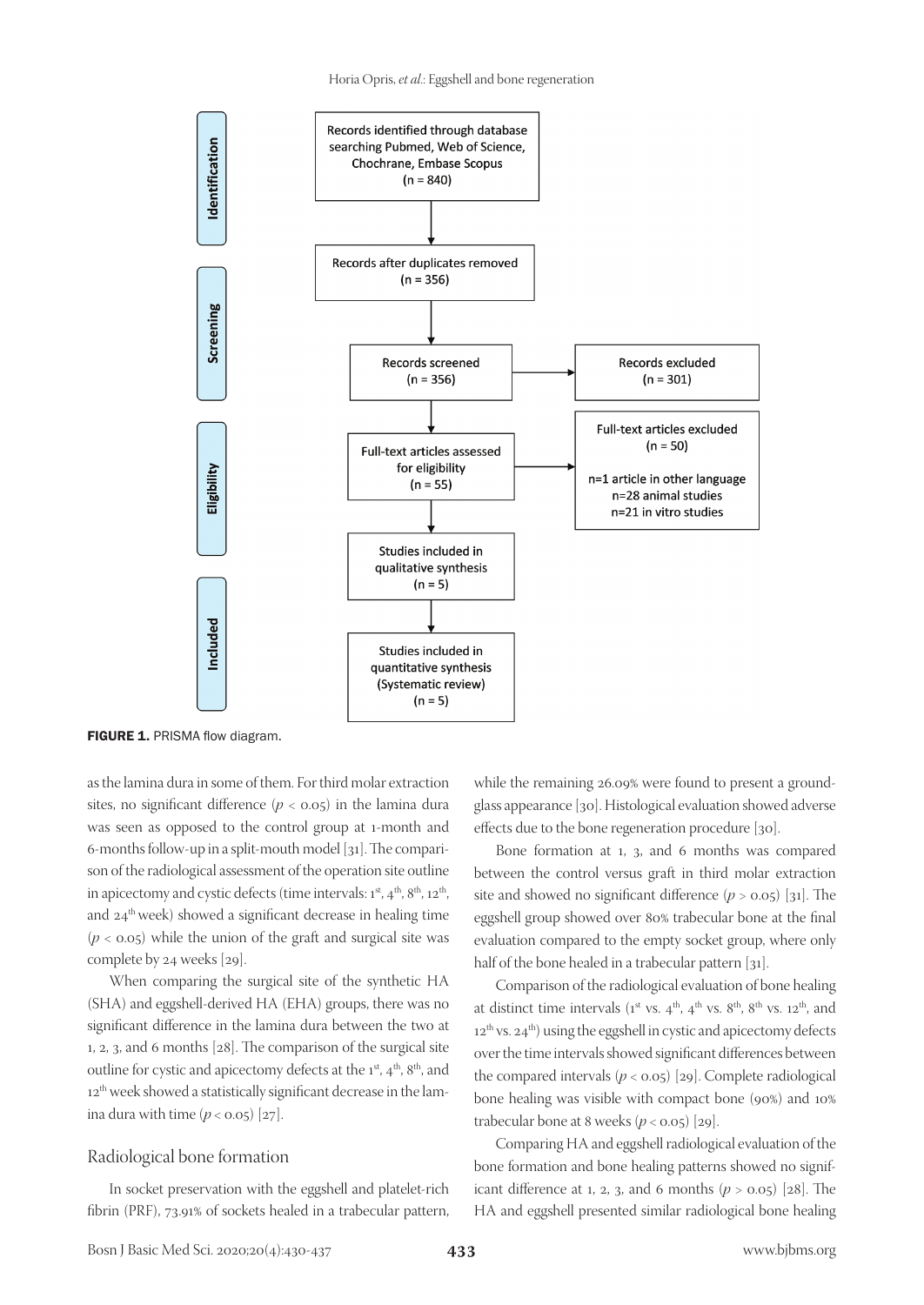Records identified through database searching Pubmed, Web of Science, Chochrane, Embase Scopus (n = 840)

Records after duplicates removed (n = 356)

Records screened (n = 356)

Records excluded (n = 301)

Full-text articles assessed for eligibility (n = 55)

Full-text articles excluded (n = 50)

n=1 article in other language
n=28 animal studies
n=21 in vitro studies

Studies included in qualitative synthesis (n = 5)

Studies included in quantitative synthesis (Systematic review) (n = 5)

Identification | Screening | Eligibility | Included

**FIGURE 1.** PRISMA flow diagram.

as the lamina dura in some of them. For third molar extraction sites, no significant difference ($p < 0.05$) in the lamina dura was seen as opposed to the control group at 1-month and 6-months follow-up in a split-mouth model [31]. The comparison of the radiological assessment of the operation site outline in apicectomy and cystic defects (time intervals: 1st, 4th, 8th, 12th, and 24th week) showed a significant decrease in healing time ($p < 0.05$) while the union of the graft and surgical site was complete by 24 weeks [29].

When comparing the surgical site of the synthetic HA (SHA) and eggshell-derived HA (EHA) groups, there was no significant difference in the lamina dura between the two at 1, 2, 3, and 6 months [28]. The comparison of the surgical site outline for cystic and apicectomy defects at the 1st, 4th, 8th, and 12th week showed a statistically significant decrease in the lamina dura with time ($p < 0.05$) [27].

## Radiological bone formation

In socket preservation with the eggshell and platelet-rich fibrin (PRF), 73.91% of sockets healed in a trabecular pattern, while the remaining 26.09% were found to present a ground-glass appearance [30]. Histological evaluation showed adverse effects due to the bone regeneration procedure [30].

Bone formation at 1, 3, and 6 months was compared between the control versus graft in third molar extraction site and showed no significant difference ($p > 0.05$) [31]. The eggshell group showed over 80% trabecular bone at the final evaluation compared to the empty socket group, where only half of the bone healed in a trabecular pattern [31].

Comparison of the radiological evaluation of bone healing at distinct time intervals (1st vs. 4th, 4th vs. 8th, 8th vs. 12th, and 12th vs. 24th) using the eggshell in cystic and apicectomy defects over the time intervals showed significant differences between the compared intervals ($p < 0.05$) [29]. Complete radiological bone healing was visible with compact bone (90%) and 10% trabecular bone at 8 weeks ($p < 0.05$) [29].

Comparing HA and eggshell radiological evaluation of the bone formation and bone healing patterns showed no significant difference at 1, 2, 3, and 6 months ($p > 0.05$) [28]. The HA and eggshell presented similar radiological bone healing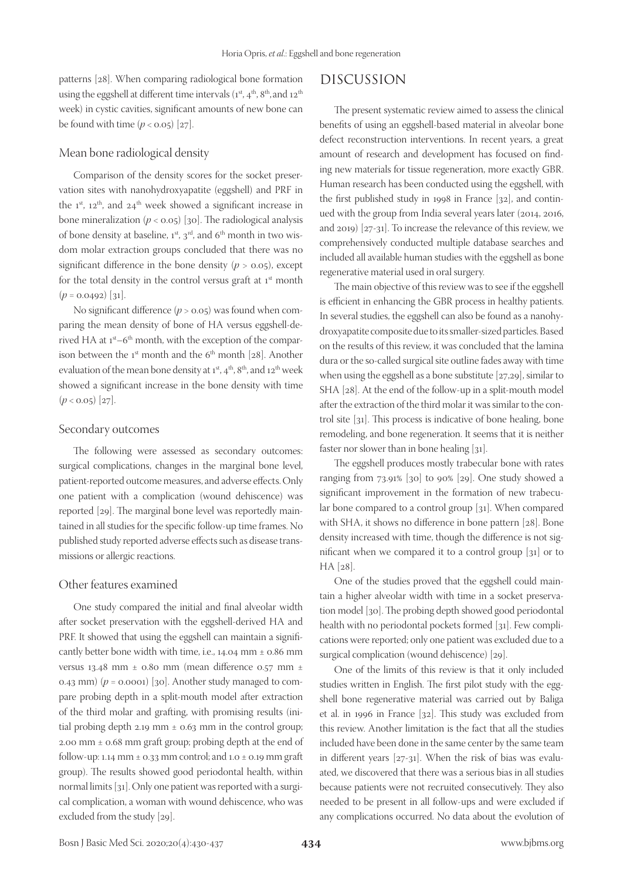patterns [28]. When comparing radiological bone formation using the eggshell at different time intervals (1[st], 4[th], 8[th], and 12[th] week) in cystic cavities, significant amounts of new bone can be found with time ($p < 0.05$) [27].

### Mean bone radiological density

Comparison of the density scores for the socket preservation sites with nanohydroxyapatite (eggshell) and PRF in the 1[st], 12[th], and 24[th] week showed a significant increase in bone mineralization ($p < 0.05$) [30]. The radiological analysis of bone density at baseline, 1[st], 3[rd], and 6[th] month in two wisdom molar extraction groups concluded that there was no significant difference in the bone density ($p > 0.05$), except for the total density in the control versus graft at 1[st] month ($p = 0.0492$) [31].

No significant difference ($p > 0.05$) was found when comparing the mean density of bone of HA versus eggshell-derived HA at 1[st]–6[th] month, with the exception of the comparison between the 1[st] month and the 6[th] month [28]. Another evaluation of the mean bone density at 1[st], 4[th], 8[th], and 12[th] week showed a significant increase in the bone density with time ($p < 0.05$) [27].

### Secondary outcomes

The following were assessed as secondary outcomes: surgical complications, changes in the marginal bone level, patient-reported outcome measures, and adverse effects. Only one patient with a complication (wound dehiscence) was reported [29]. The marginal bone level was reportedly maintained in all studies for the specific follow-up time frames. No published study reported adverse effects such as disease transmissions or allergic reactions.

### Other features examined

One study compared the initial and final alveolar width after socket preservation with the eggshell-derived HA and PRF. It showed that using the eggshell can maintain a significantly better bone width with time, i.e., 14.04 mm ± 0.86 mm versus 13.48 mm ± 0.80 mm (mean difference 0.57 mm ± 0.43 mm) ($p = 0.0001$) [30]. Another study managed to compare probing depth in a split-mouth model after extraction of the third molar and grafting, with promising results (initial probing depth 2.19 mm ± 0.63 mm in the control group; 2.00 mm ± 0.68 mm graft group; probing depth at the end of follow-up: 1.14 mm ± 0.33 mm control; and 1.0 ± 0.19 mm graft group). The results showed good periodontal health, within normal limits [31]. Only one patient was reported with a surgical complication, a woman with wound dehiscence, who was excluded from the study [29].

## DISCUSSION

The present systematic review aimed to assess the clinical benefits of using an eggshell-based material in alveolar bone defect reconstruction interventions. In recent years, a great amount of research and development has focused on finding new materials for tissue regeneration, more exactly GBR. Human research has been conducted using the eggshell, with the first published study in 1998 in France [32], and continued with the group from India several years later (2014, 2016, and 2019) [27-31]. To increase the relevance of this review, we comprehensively conducted multiple database searches and included all available human studies with the eggshell as bone regenerative material used in oral surgery.

The main objective of this review was to see if the eggshell is efficient in enhancing the GBR process in healthy patients. In several studies, the eggshell can also be found as a nanohydroxyapatite composite due to its smaller-sized particles. Based on the results of this review, it was concluded that the lamina dura or the so-called surgical site outline fades away with time when using the eggshell as a bone substitute [27,29], similar to SHA [28]. At the end of the follow-up in a split-mouth model after the extraction of the third molar it was similar to the control site [31]. This process is indicative of bone healing, bone remodeling, and bone regeneration. It seems that it is neither faster nor slower than in bone healing [31].

The eggshell produces mostly trabecular bone with rates ranging from 73.91% [30] to 90% [29]. One study showed a significant improvement in the formation of new trabecular bone compared to a control group [31]. When compared with SHA, it shows no difference in bone pattern [28]. Bone density increased with time, though the difference is not significant when we compared it to a control group [31] or to HA [28].

One of the studies proved that the eggshell could maintain a higher alveolar width with time in a socket preservation model [30]. The probing depth showed good periodontal health with no periodontal pockets formed [31]. Few complications were reported; only one patient was excluded due to a surgical complication (wound dehiscence) [29].

One of the limits of this review is that it only included studies written in English. The first pilot study with the eggshell bone regenerative material was carried out by Baliga et al. in 1996 in France [32]. This study was excluded from this review. Another limitation is the fact that all the studies included have been done in the same center by the same team in different years [27-31]. When the risk of bias was evaluated, we discovered that there was a serious bias in all studies because patients were not recruited consecutively. They also needed to be present in all follow-ups and were excluded if any complications occurred. No data about the evolution of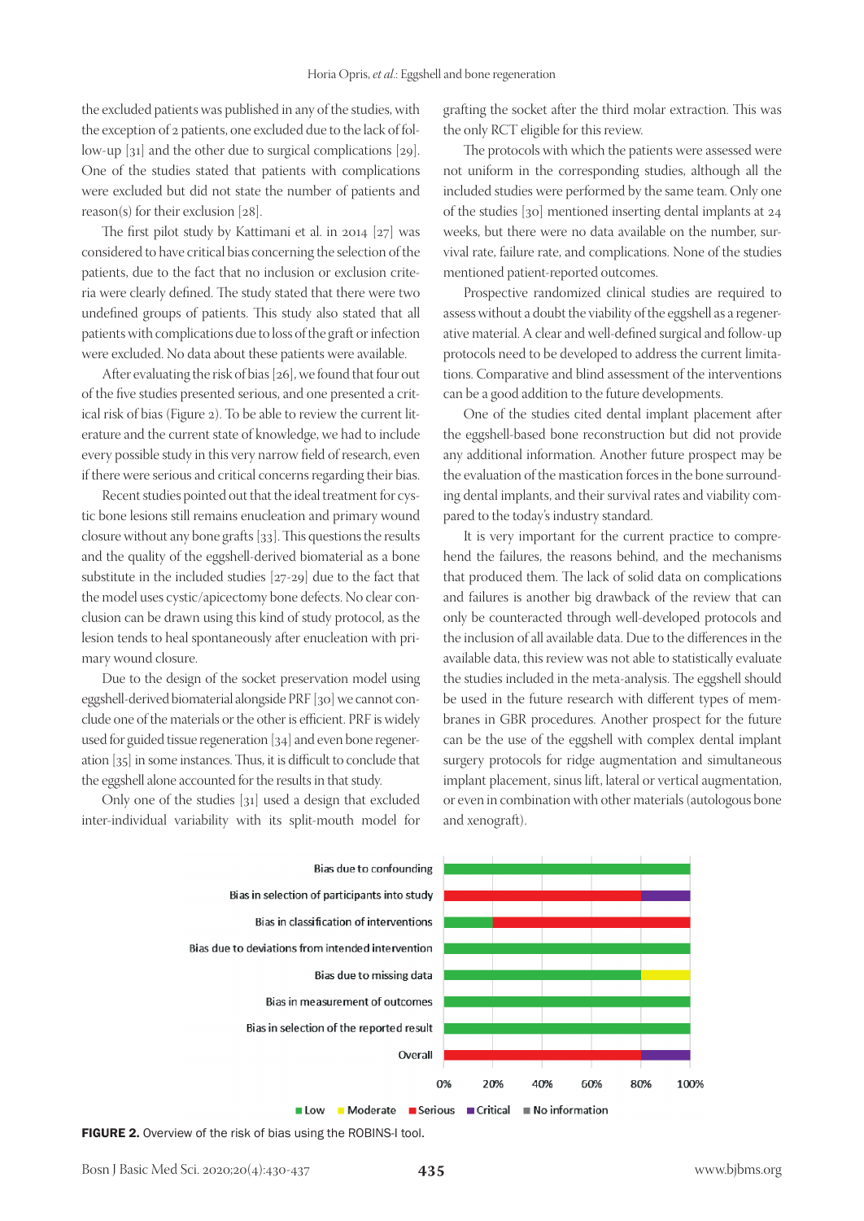the excluded patients was published in any of the studies, with the exception of 2 patients, one excluded due to the lack of follow-up [31] and the other due to surgical complications [29]. One of the studies stated that patients with complications were excluded but did not state the number of patients and reason(s) for their exclusion [28].

The first pilot study by Kattimani et al. in 2014 [27] was considered to have critical bias concerning the selection of the patients, due to the fact that no inclusion or exclusion criteria were clearly defined. The study stated that there were two undefined groups of patients. This study also stated that all patients with complications due to loss of the graft or infection were excluded. No data about these patients were available.

After evaluating the risk of bias [26], we found that four out of the five studies presented serious, and one presented a critical risk of bias (Figure 2). To be able to review the current literature and the current state of knowledge, we had to include every possible study in this very narrow field of research, even if there were serious and critical concerns regarding their bias.

Recent studies pointed out that the ideal treatment for cystic bone lesions still remains enucleation and primary wound closure without any bone grafts [33]. This questions the results and the quality of the eggshell-derived biomaterial as a bone substitute in the included studies [27-29] due to the fact that the model uses cystic/apicectomy bone defects. No clear conclusion can be drawn using this kind of study protocol, as the lesion tends to heal spontaneously after enucleation with primary wound closure.

Due to the design of the socket preservation model using eggshell-derived biomaterial alongside PRF [30] we cannot conclude one of the materials or the other is efficient. PRF is widely used for guided tissue regeneration [34] and even bone regeneration [35] in some instances. Thus, it is difficult to conclude that the eggshell alone accounted for the results in that study.

Only one of the studies [31] used a design that excluded inter-individual variability with its split-mouth model for grafting the socket after the third molar extraction. This was the only RCT eligible for this review.

The protocols with which the patients were assessed were not uniform in the corresponding studies, although all the included studies were performed by the same team. Only one of the studies [30] mentioned inserting dental implants at 24 weeks, but there were no data available on the number, survival rate, failure rate, and complications. None of the studies mentioned patient-reported outcomes.

Prospective randomized clinical studies are required to assess without a doubt the viability of the eggshell as a regenerative material. A clear and well-defined surgical and follow-up protocols need to be developed to address the current limitations. Comparative and blind assessment of the interventions can be a good addition to the future developments.

One of the studies cited dental implant placement after the eggshell-based bone reconstruction but did not provide any additional information. Another future prospect may be the evaluation of the mastication forces in the bone surrounding dental implants, and their survival rates and viability compared to the today's industry standard.

It is very important for the current practice to comprehend the failures, the reasons behind, and the mechanisms that produced them. The lack of solid data on complications and failures is another big drawback of the review that can only be counteracted through well-developed protocols and the inclusion of all available data. Due to the differences in the available data, this review was not able to statistically evaluate the studies included in the meta-analysis. The eggshell should be used in the future research with different types of membranes in GBR procedures. Another prospect for the future can be the use of the eggshell with complex dental implant surgery protocols for ridge augmentation and simultaneous implant placement, sinus lift, lateral or vertical augmentation, or even in combination with other materials (autologous bone and xenograft).

**FIGURE 2.** Overview of the risk of bias using the ROBINS-I tool.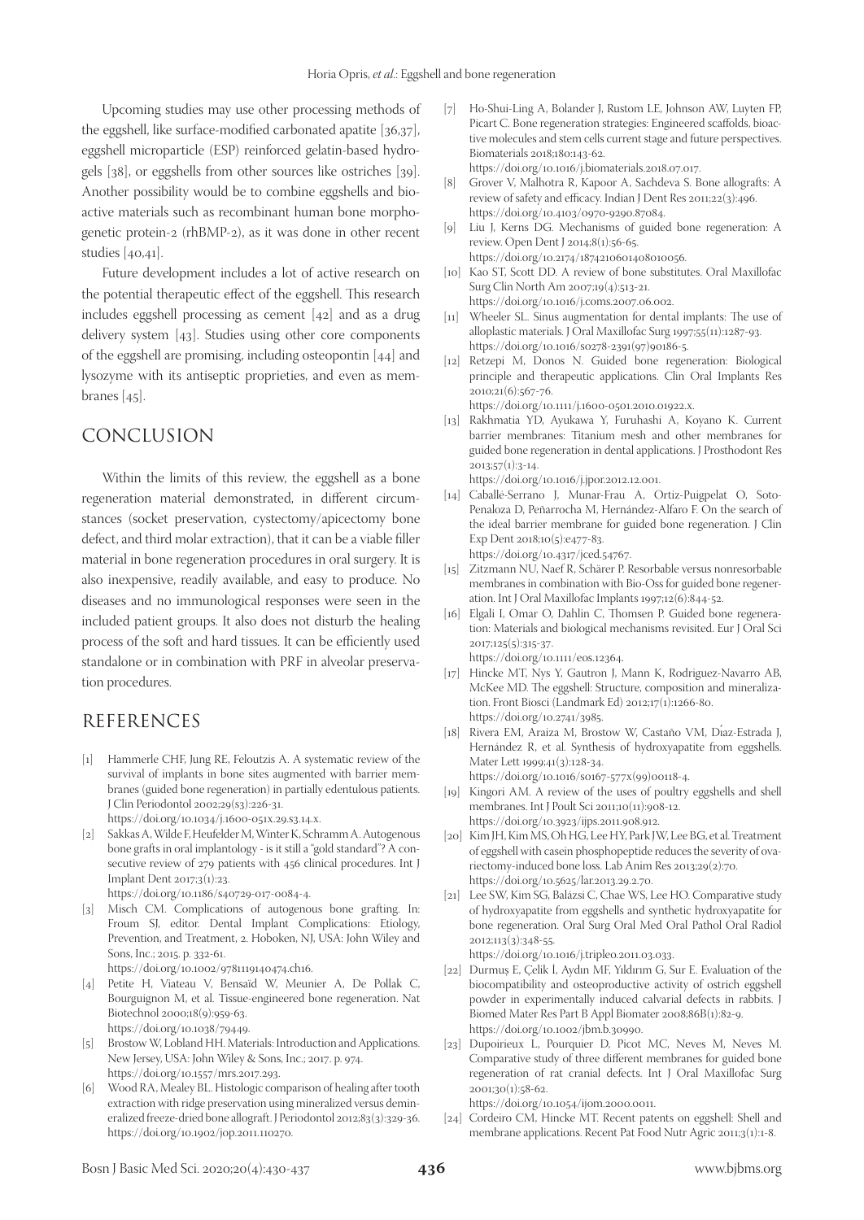Upcoming studies may use other processing methods of the eggshell, like surface-modified carbonated apatite [36,37], eggshell microparticle (ESP) reinforced gelatin-based hydrogels [38], or eggshells from other sources like ostriches [39]. Another possibility would be to combine eggshells and bioactive materials such as recombinant human bone morphogenetic protein-2 (rhBMP-2), as it was done in other recent studies [40,41].

Future development includes a lot of active research on the potential therapeutic effect of the eggshell. This research includes eggshell processing as cement [42] and as a drug delivery system [43]. Studies using other core components of the eggshell are promising, including osteopontin [44] and lysozyme with its antiseptic proprieties, and even as membranes [45].

## CONCLUSION

Within the limits of this review, the eggshell as a bone regeneration material demonstrated, in different circumstances (socket preservation, cystectomy/apicectomy bone defect, and third molar extraction), that it can be a viable filler material in bone regeneration procedures in oral surgery. It is also inexpensive, readily available, and easy to produce. No diseases and no immunological responses were seen in the included patient groups. It also does not disturb the healing process of the soft and hard tissues. It can be efficiently used standalone or in combination with PRF in alveolar preservation procedures.

## REFERENCES

[1] Hammerle CHF, Jung RE, Feloutzis A. A systematic review of the survival of implants in bone sites augmented with barrier membranes (guided bone regeneration) in partially edentulous patients. J Clin Periodontol 2002;29(s3):226-31. https://doi.org/10.1034/j.1600-051x.29.s3.14.x.

[2] Sakkas A, Wilde F, Heufelder M, Winter K, Schramm A. Autogenous bone grafts in oral implantology - is it still a "gold standard"? A consecutive review of 279 patients with 456 clinical procedures. Int J Implant Dent 2017;3(1):23. https://doi.org/10.1186/s40729-017-0084-4.

[3] Misch CM. Complications of autogenous bone grafting. In: Froum SJ, editor. Dental Implant Complications: Etiology, Prevention, and Treatment, 2. Hoboken, NJ, USA: John Wiley and Sons, Inc.; 2015. p. 332-61. https://doi.org/10.1002/9781119140474.ch16.

[4] Petite H, Viateau V, Bensaïd W, Meunier A, De Pollak C, Bourguignon M, et al. Tissue-engineered bone regeneration. Nat Biotechnol 2000;18(9):959-63. https://doi.org/10.1038/79449.

[5] Brostow W, Lobland HH. Materials: Introduction and Applications. New Jersey, USA: John Wiley & Sons, Inc.; 2017. p. 974. https://doi.org/10.1557/mrs.2017.293.

[6] Wood RA, Mealey BL. Histologic comparison of healing after tooth extraction with ridge preservation using mineralized versus demineralized freeze-dried bone allograft. J Periodontol 2012;83(3):329-36. https://doi.org/10.1902/jop.2011.110270.

[7] Ho-Shui-Ling A, Bolander J, Rustom LE, Johnson AW, Luyten FP, Picart C. Bone regeneration strategies: Engineered scaffolds, bioactive molecules and stem cells current stage and future perspectives. Biomaterials 2018;180:143-62. https://doi.org/10.1016/j.biomaterials.2018.07.017.

[8] Grover V, Malhotra R, Kapoor A, Sachdeva S. Bone allografts: A review of safety and efficacy. Indian J Dent Res 2011;22(3):496. https://doi.org/10.4103/0970-9290.87084.

[9] Liu J, Kerns DG. Mechanisms of guided bone regeneration: A review. Open Dent J 2014;8(1):56-65. https://doi.org/10.2174/1874210601408010056.

[10] Kao ST, Scott DD. A review of bone substitutes. Oral Maxillofac Surg Clin North Am 2007;19(4):513-21. https://doi.org/10.1016/j.coms.2007.06.002.

[11] Wheeler SL. Sinus augmentation for dental implants: The use of alloplastic materials. J Oral Maxillofac Surg 1997;55(11):1287-93. https://doi.org/10.1016/s0278-2391(97)90186-5.

[12] Retzepi M, Donos N. Guided bone regeneration: Biological principle and therapeutic applications. Clin Oral Implants Res 2010;21(6):567-76. https://doi.org/10.1111/j.1600-0501.2010.01922.x.

[13] Rakhmatia YD, Ayukawa Y, Furuhashi A, Koyano K. Current barrier membranes: Titanium mesh and other membranes for guided bone regeneration in dental applications. J Prosthodont Res 2013;57(1):3-14. https://doi.org/10.1016/j.jpor.2012.12.001.

[14] Caballé-Serrano J, Munar-Frau A, Ortiz-Puigpelat O, Soto-Penaloza D, Peñarrocha M, Hernández-Alfaro F. On the search of the ideal barrier membrane for guided bone regeneration. J Clin Exp Dent 2018;10(5):e477-83. https://doi.org/10.4317/jced.54767.

[15] Zitzmann NU, Naef R, Schärer P. Resorbable versus nonresorbable membranes in combination with Bio-Oss for guided bone regeneration. Int J Oral Maxillofac Implants 1997;12(6):844-52.

[16] Elgali I, Omar O, Dahlin C, Thomsen P. Guided bone regeneration: Materials and biological mechanisms revisited. Eur J Oral Sci 2017;125(5):315-37. https://doi.org/10.1111/eos.12364.

[17] Hincke MT, Nys Y, Gautron J, Mann K, Rodriguez-Navarro AB, McKee MD. The eggshell: Structure, composition and mineralization. Front Biosci (Landmark Ed) 2012;17(1):1266-80. https://doi.org/10.2741/3985.

[18] Rivera EM, Araiza M, Brostow W, Castaño VM, Díaz-Estrada J, Hernández R, et al. Synthesis of hydroxyapatite from eggshells. Mater Lett 1999;41(3):128-34. https://doi.org/10.1016/s0167-577x(99)00118-4.

[19] Kingori AM. A review of the uses of poultry eggshells and shell membranes. Int J Poult Sci 2011;10(11):908-12. https://doi.org/10.3923/ijps.2011.908.912.

[20] Kim JH, Kim MS, Oh HG, Lee HY, Park JW, Lee BG, et al. Treatment of eggshell with casein phosphopeptide reduces the severity of ovariectomy-induced bone loss. Lab Anim Res 2013;29(2):70. https://doi.org/10.5625/lar.2013.29.2.70.

[21] Lee SW, Kim SG, Balázsi C, Chae WS, Lee HO. Comparative study of hydroxyapatite from eggshells and synthetic hydroxyapatite for bone regeneration. Oral Surg Oral Med Oral Pathol Oral Radiol 2012;113(3):348-55. https://doi.org/10.1016/j.tripleo.2011.03.033.

[22] Durmuş E, Çelik İ, Aydın MF, Yıldırım G, Sur E. Evaluation of the biocompatibility and osteoproductive activity of ostrich eggshell powder in experimentally induced calvarial defects in rabbits. J Biomed Mater Res Part B Appl Biomater 2008;86B(1):82-9. https://doi.org/10.1002/jbm.b.30990.

[23] Dupoirieux L, Pourquier D, Picot MC, Neves M, Neves M. Comparative study of three different membranes for guided bone regeneration of rat cranial defects. Int J Oral Maxillofac Surg 2001;30(1):58-62. https://doi.org/10.1054/ijom.2000.0011.

[24] Cordeiro CM, Hincke MT. Recent patents on eggshell: Shell and membrane applications. Recent Pat Food Nutr Agric 2011;3(1):1-8.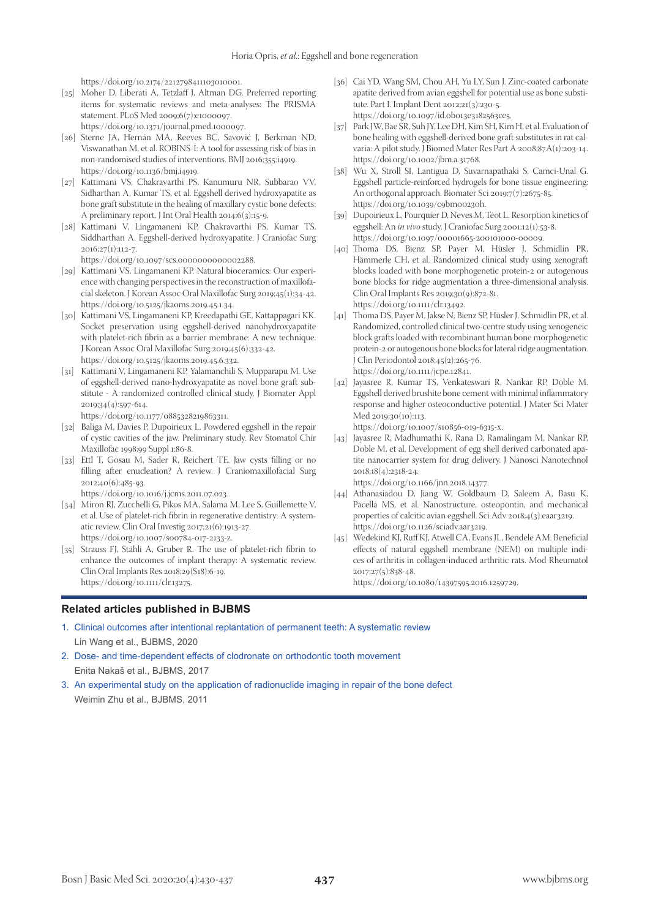https://doi.org/10.2174/2212798411103010001.

[25] Moher D, Liberati A, Tetzlaff J, Altman DG. Preferred reporting items for systematic reviews and meta-analyses: The PRISMA statement. PLoS Med 2009;6(7):e1000097. https://doi.org/10.1371/journal.pmed.1000097.

[26] Sterne JA, Hernán MA, Reeves BC, Savović J, Berkman ND, Viswanathan M, et al. ROBINS-I: A tool for assessing risk of bias in non-randomised studies of interventions. BMJ 2016;355:i4919. https://doi.org/10.1136/bmj.i4919.

[27] Kattimani VS, Chakravarthi PS, Kanumuru NR, Subbarao VV, Sidharthan A, Kumar TS, et al. Eggshell derived hydroxyapatite as bone graft substitute in the healing of maxillary cystic bone defects: A preliminary report. J Int Oral Health 2014;6(3):15-9.

[28] Kattimani V, Lingamaneni KP, Chakravarthi PS, Kumar TS, Siddharthan A. Eggshell-derived hydroxyapatite. J Craniofac Surg 2016;27(1):112-7. https://doi.org/10.1097/scs.0000000000002288.

[29] Kattimani VS, Lingamaneni KP. Natural bioceramics: Our experience with changing perspectives in the reconstruction of maxillofacial skeleton. J Korean Assoc Oral Maxillofac Surg 2019;45(1):34-42. https://doi.org/10.5125/jkaoms.2019.45.1.34.

[30] Kattimani VS, Lingamaneni KP, Kreedapathi GE, Kattappagari KK. Socket preservation using eggshell-derived nanohydroxyapatite with platelet-rich fibrin as a barrier membrane: A new technique. J Korean Assoc Oral Maxillofac Surg 2019;45(6):332-42. https://doi.org/10.5125/jkaoms.2019.45.6.332.

[31] Kattimani V, Lingamaneni KP, Yalamanchili S, Mupparapu M. Use of eggshell-derived nano-hydroxyapatite as novel bone graft substitute - A randomized controlled clinical study. J Biomater Appl 2019;34(4):597-614. https://doi.org/10.1177/0885328219863311.

[32] Baliga M, Davies P, Dupoirieux L. Powdered eggshell in the repair of cystic cavities of the jaw. Preliminary study. Rev Stomatol Chir Maxillofac 1998;99 Suppl 1:86-8.

[33] Ettl T, Gosau M, Sader R, Reichert TE. Jaw cysts filling or no filling after enucleation? A review. J Craniomaxillofacial Surg 2012;40(6):485-93. https://doi.org/10.1016/j.jcms.2011.07.023.

[34] Miron RJ, Zucchelli G, Pikos MA, Salama M, Lee S, Guillemette V, et al. Use of platelet-rich fibrin in regenerative dentistry: A systematic review. Clin Oral Investig 2017;21(6):1913-27. https://doi.org/10.1007/s00784-017-2133-z.

[35] Strauss FJ, Stähli A, Gruber R. The use of platelet-rich fibrin to enhance the outcomes of implant therapy: A systematic review. Clin Oral Implants Res 2018;29(S18):6-19. https://doi.org/10.1111/clr.13275.

[36] Cai YD, Wang SM, Chou AH, Yu LY, Sun J. Zinc-coated carbonate apatite derived from avian eggshell for potential use as bone substitute. Part I. Implant Dent 2012;21(3):230-5. https://doi.org/10.1097/id.0b013e3182563ce5.

[37] Park JW, Bae SR, Suh JY, Lee DH, Kim SH, Kim H, et al. Evaluation of bone healing with eggshell-derived bone graft substitutes in rat calvaria: A pilot study. J Biomed Mater Res Part A 2008;87A(1):203-14. https://doi.org/10.1002/jbm.a.31768.

[38] Wu X, Stroll SI, Lantigua D, Suvarnapathaki S, Camci-Unal G. Eggshell particle-reinforced hydrogels for bone tissue engineering: An orthogonal approach. Biomater Sci 2019;7(7):2675-85. https://doi.org/10.1039/c9bm00230h.

[39] Dupoirieux L, Pourquier D, Neves M, Téot L. Resorption kinetics of eggshell: An *in vivo* study. J Craniofac Surg 2001;12(1):53-8. https://doi.org/10.1097/00001665-200101000-00009.

[40] Thoma DS, Bienz SP, Payer M, Hüsler J, Schmidlin PR, Hämmerle CH, et al. Randomized clinical study using xenograft blocks loaded with bone morphogenetic protein-2 or autogenous bone blocks for ridge augmentation a three-dimensional analysis. Clin Oral Implants Res 2019;30(9):872-81. https://doi.org/10.1111/clr.13492.

[41] Thoma DS, Payer M, Jakse N, Bienz SP, Hüsler J, Schmidlin PR, et al. Randomized, controlled clinical two-centre study using xenogeneic block grafts loaded with recombinant human bone morphogenetic protein-2 or autogenous bone blocks for lateral ridge augmentation. J Clin Periodontol 2018;45(2):265-76. https://doi.org/10.1111/jcpe.12841.

[42] Jayasree R, Kumar TS, Venkateswari R, Nankar RP, Doble M. Eggshell derived brushite bone cement with minimal inflammatory response and higher osteoconductive potential. J Mater Sci Mater Med 2019;30(10):113. https://doi.org/10.1007/s10856-019-6315-x.

[43] Jayasree R, Madhumathi K, Rana D, Ramalingam M, Nankar RP, Doble M, et al. Development of egg shell derived carbonated apatite nanocarrier system for drug delivery. J Nanosci Nanotechnol 2018;18(4):2318-24. https://doi.org/10.1166/jnn.2018.14377.

[44] Athanasiadou D, Jiang W, Goldbaum D, Saleem A, Basu K, Pacella MS, et al. Nanostructure, osteopontin, and mechanical properties of calcitic avian eggshell. Sci Adv 2018;4(3):eaar3219. https://doi.org/10.1126/sciadv.aar3219.

[45] Wedekind KJ, Ruff KJ, Atwell CA, Evans JL, Bendele AM. Beneficial effects of natural eggshell membrane (NEM) on multiple indices of arthritis in collagen-induced arthritic rats. Mod Rheumatol 2017;27(5):838-48. https://doi.org/10.1080/14397595.2016.1259729.

## Related articles published in BJBMS

1. Clinical outcomes after intentional replantation of permanent teeth: A systematic review
   Lin Wang et al., BJBMS, 2020
2. Dose- and time-dependent effects of clodronate on orthodontic tooth movement
   Enita Nakaš et al., BJBMS, 2017
3. An experimental study on the application of radionuclide imaging in repair of the bone defect
   Weimin Zhu et al., BJBMS, 2011